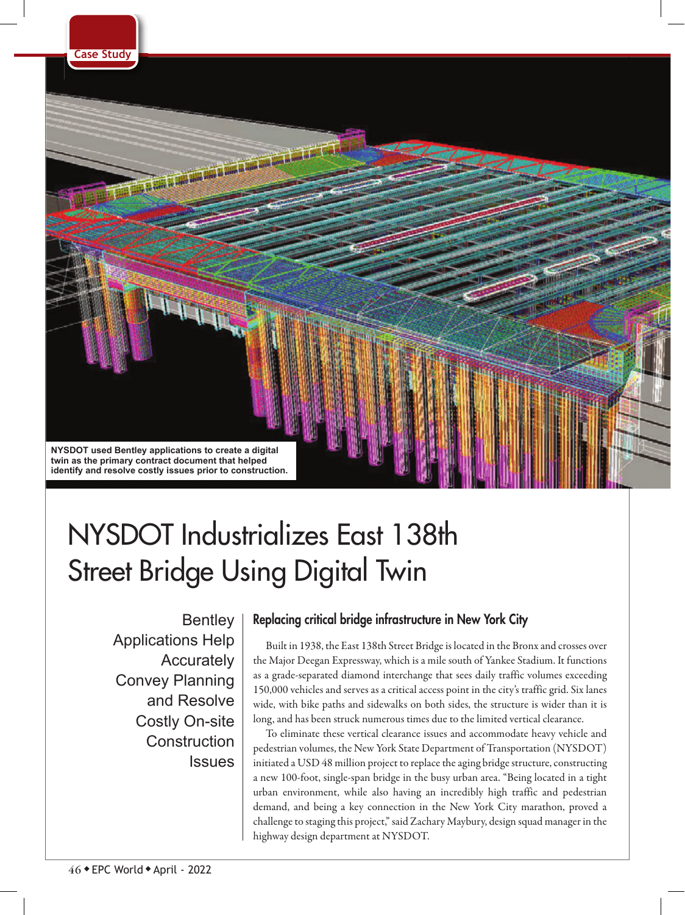Case Study

NYSDOT used Bentley applications to create a digital twin as the primary contract document that helped identify and resolve costly issues prior to construction.

# NYSDOT Industrializes East 138th Street Bridge Using Digital Twin

Bentley Applications Help Accurately Convey Planning and Resolve Costly On-site Construction Issues

## Replacing critical bridge infrastructure in New York City

Built in 1938, the East 138th Street Bridge is located in the Bronx and crosses over the Major Deegan Expressway, which is a mile south of Yankee Stadium. It functions as a grade-separated diamond interchange that sees daily traffic volumes exceeding 150,000 vehicles and serves as a critical access point in the city's traffic grid. Six lanes wide, with bike paths and sidewalks on both sides, the structure is wider than it is long, and has been struck numerous times due to the limited vertical clearance.

To eliminate these vertical clearance issues and accommodate heavy vehicle and pedestrian volumes, the New York State Department of Transportation (NYSDOT) initiated a USD 48 million project to replace the aging bridge structure, constructing a new 100-foot, single-span bridge in the busy urban area. "Being located in a tight urban environment, while also having an incredibly high traffic and pedestrian demand, and being a key connection in the New York City marathon, proved a challenge to staging this project," said Zachary Maybury, design squad manager in the highway design department at NYSDOT.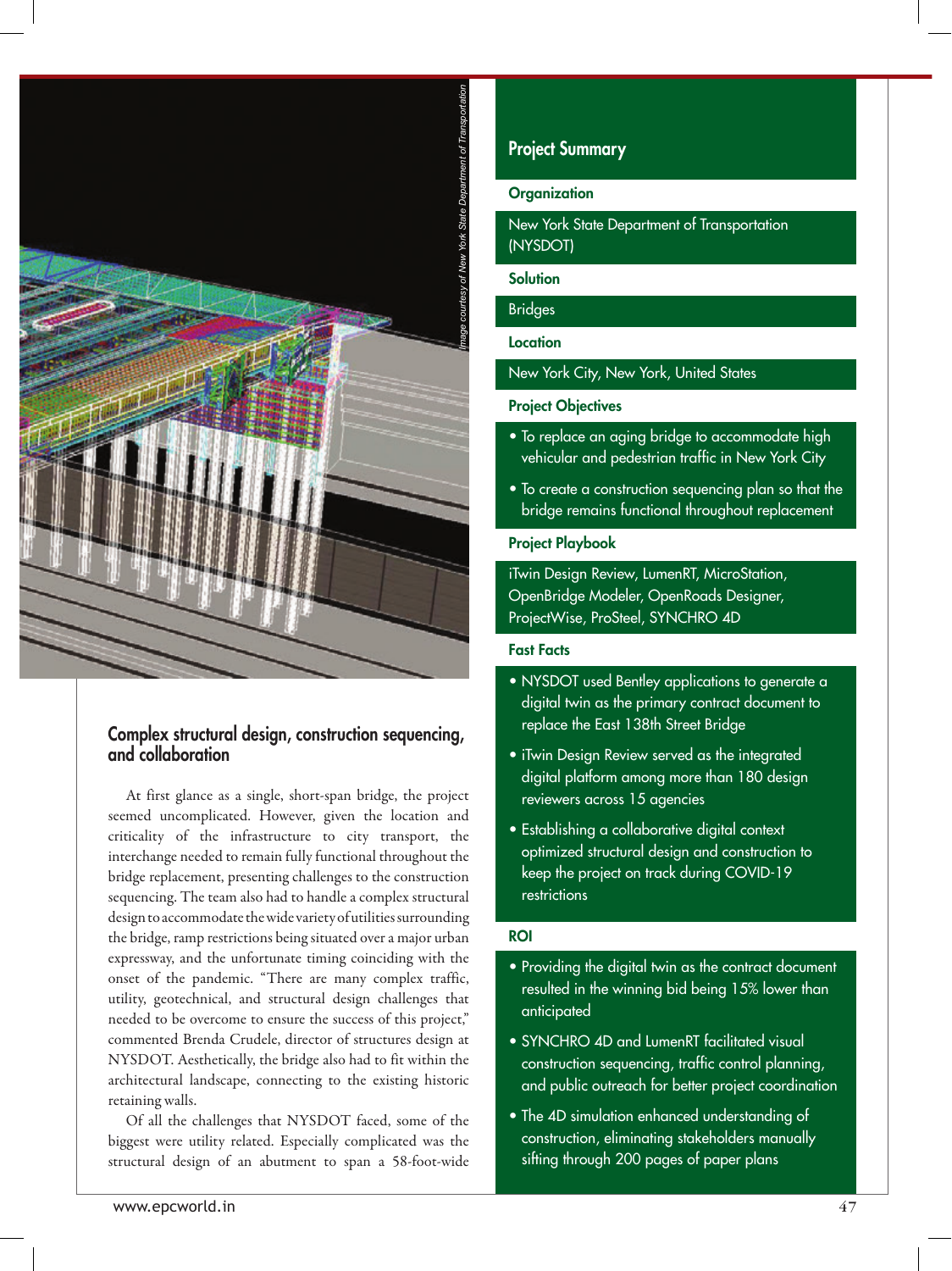Image courtesy of New York State Department of Transportation

## Complex structural design, construction sequencing, and collaboration

At first glance as a single, short-span bridge, the project seemed uncomplicated. However, given the location and criticality of the infrastructure to city transport, the interchange needed to remain fully functional throughout the bridge replacement, presenting challenges to the construction sequencing. The team also had to handle a complex structural design to accommodate the wide variety of utilities surrounding the bridge, ramp restrictions being situated over a major urban expressway, and the unfortunate timing coinciding with the onset of the pandemic. "There are many complex traffic, utility, geotechnical, and structural design challenges that needed to be overcome to ensure the success of this project," commented Brenda Crudele, director of structures design at NYSDOT. Aesthetically, the bridge also had to fit within the architectural landscape, connecting to the existing historic retaining walls.

Of all the challenges that NYSDOT faced, some of the biggest were utility related. Especially complicated was the structural design of an abutment to span a 58-foot-wide

## Project Summary

### Organization

New York State Department of Transportation (NYSDOT)

### Solution

Bridges

### Location

New York City, New York, United States

### Project Objectives

- To replace an aging bridge to accommodate high vehicular and pedestrian traffic in New York City
- To create a construction sequencing plan so that the bridge remains functional throughout replacement

### Project Playbook

iTwin Design Review, LumenRT, MicroStation, OpenBridge Modeler, OpenRoads Designer, ProjectWise, ProSteel, SYNCHRO 4D

### Fast Facts

- NYSDOT used Bentley applications to generate a digital twin as the primary contract document to replace the East 138th Street Bridge
- iTwin Design Review served as the integrated digital platform among more than 180 design reviewers across 15 agencies
- Establishing a collaborative digital context optimized structural design and construction to keep the project on track during COVID-19 restrictions

### ROI

- Providing the digital twin as the contract document resulted in the winning bid being 15% lower than anticipated
- SYNCHRO 4D and LumenRT facilitated visual construction sequencing, traffic control planning, and public outreach for better project coordination
- The 4D simulation enhanced understanding of construction, eliminating stakeholders manually sifting through 200 pages of paper plans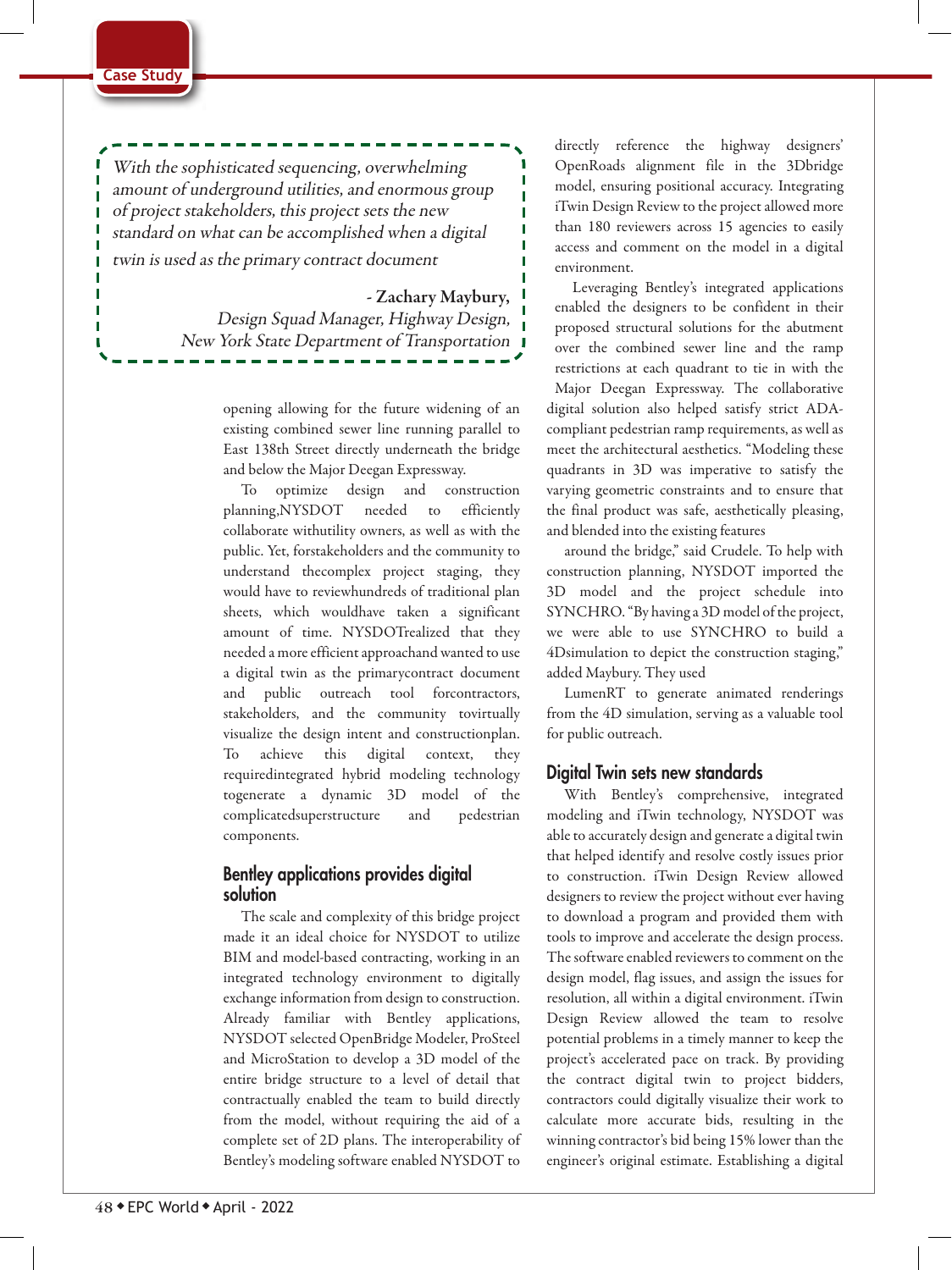> *With the sophisticated sequencing, overwhelming amount of underground utilities, and enormous group of project stakeholders, this project sets the new standard on what can be accomplished when a digital twin is used as the primary contract document*
>
> **- Zachary Maybury,**
> *Design Squad Manager, Highway Design, New York State Department of Transportation*

opening allowing for the future widening of an existing combined sewer line running parallel to East 138th Street directly underneath the bridge and below the Major Deegan Expressway.

To optimize design and construction planning,NYSDOT needed to efficiently collaborate withutility owners, as well as with the public. Yet, forstakeholders and the community to understand thecomplex project staging, they would have to reviewhundreds of traditional plan sheets, which wouldhave taken a significant amount of time. NYSDOTrealized that they needed a more efficient approachand wanted to use a digital twin as the primarycontract document and public outreach tool forcontractors, stakeholders, and the community tovirtually visualize the design intent and constructionplan. To achieve this digital context, they requiredintegrated hybrid modeling technology togenerate a dynamic 3D model of the complicatedsuperstructure and pedestrian components.

## Bentley applications provides digital solution

The scale and complexity of this bridge project made it an ideal choice for NYSDOT to utilize BIM and model-based contracting, working in an integrated technology environment to digitally exchange information from design to construction. Already familiar with Bentley applications, NYSDOT selected OpenBridge Modeler, ProSteel and MicroStation to develop a 3D model of the entire bridge structure to a level of detail that contractually enabled the team to build directly from the model, without requiring the aid of a complete set of 2D plans. The interoperability of Bentley's modeling software enabled NYSDOT to directly reference the highway designers' OpenRoads alignment file in the 3Dbridge model, ensuring positional accuracy. Integrating iTwin Design Review to the project allowed more than 180 reviewers across 15 agencies to easily access and comment on the model in a digital environment.

Leveraging Bentley's integrated applications enabled the designers to be confident in their proposed structural solutions for the abutment over the combined sewer line and the ramp restrictions at each quadrant to tie in with the Major Deegan Expressway. The collaborative digital solution also helped satisfy strict ADA-compliant pedestrian ramp requirements, as well as meet the architectural aesthetics. "Modeling these quadrants in 3D was imperative to satisfy the varying geometric constraints and to ensure that the final product was safe, aesthetically pleasing, and blended into the existing features around the bridge," said Crudele. To help with construction planning, NYSDOT imported the 3D model and the project schedule into SYNCHRO. "By having a 3D model of the project, we were able to use SYNCHRO to build a 4Dsimulation to depict the construction staging," added Maybury. They used LumenRT to generate animated renderings from the 4D simulation, serving as a valuable tool for public outreach.

## Digital Twin sets new standards

With Bentley's comprehensive, integrated modeling and iTwin technology, NYSDOT was able to accurately design and generate a digital twin that helped identify and resolve costly issues prior to construction. iTwin Design Review allowed designers to review the project without ever having to download a program and provided them with tools to improve and accelerate the design process. The software enabled reviewers to comment on the design model, flag issues, and assign the issues for resolution, all within a digital environment. iTwin Design Review allowed the team to resolve potential problems in a timely manner to keep the project's accelerated pace on track. By providing the contract digital twin to project bidders, contractors could digitally visualize their work to calculate more accurate bids, resulting in the winning contractor's bid being 15% lower than the engineer's original estimate. Establishing a digital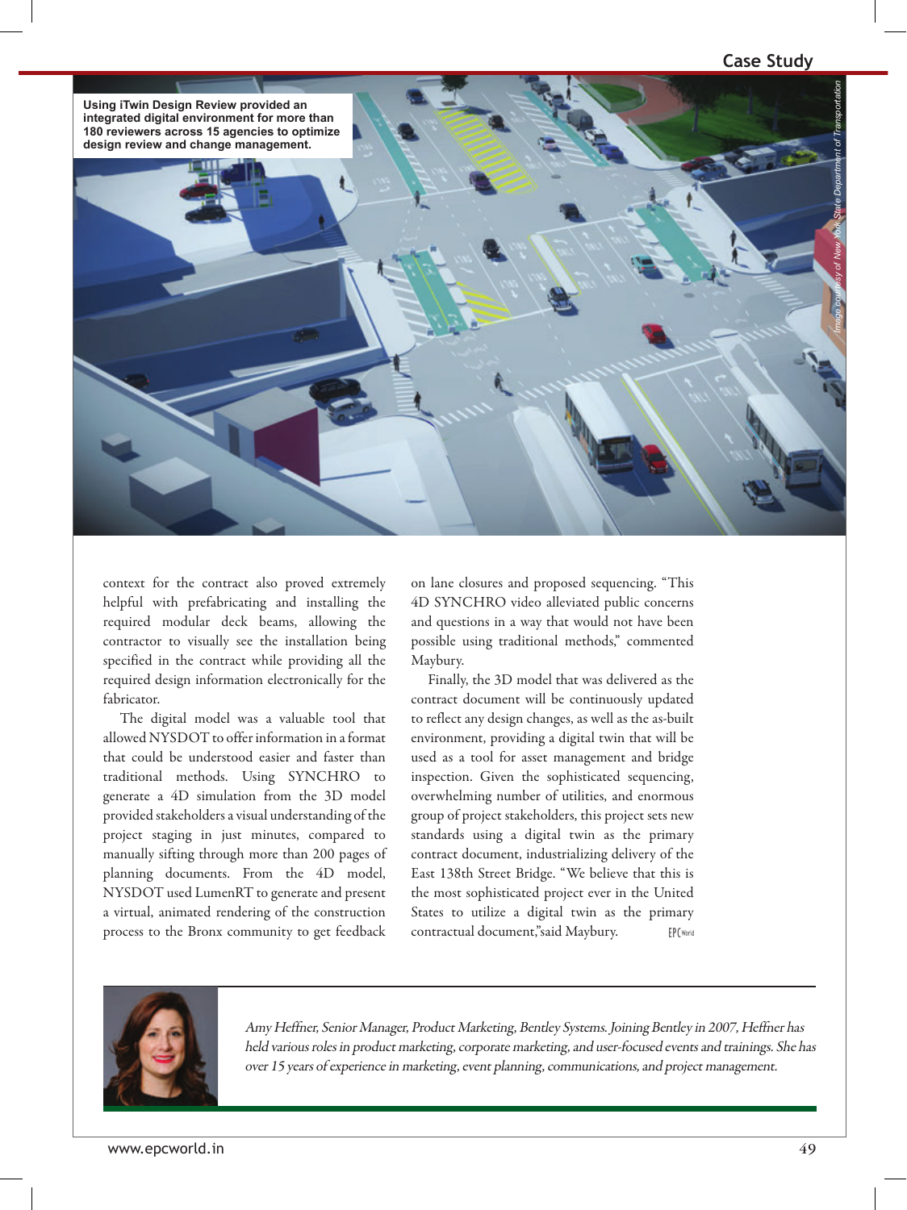Using iTwin Design Review provided an integrated digital environment for more than 180 reviewers across 15 agencies to optimize design review and change management.

*Image courtesy of New York State Department of Transportation*

context for the contract also proved extremely helpful with prefabricating and installing the required modular deck beams, allowing the contractor to visually see the installation being specified in the contract while providing all the required design information electronically for the fabricator.

The digital model was a valuable tool that allowed NYSDOT to offer information in a format that could be understood easier and faster than traditional methods. Using SYNCHRO to generate a 4D simulation from the 3D model provided stakeholders a visual understanding of the project staging in just minutes, compared to manually sifting through more than 200 pages of planning documents. From the 4D model, NYSDOT used LumenRT to generate and present a virtual, animated rendering of the construction process to the Bronx community to get feedback on lane closures and proposed sequencing. "This 4D SYNCHRO video alleviated public concerns and questions in a way that would not have been possible using traditional methods," commented Maybury.

Finally, the 3D model that was delivered as the contract document will be continuously updated to reflect any design changes, as well as the as-built environment, providing a digital twin that will be used as a tool for asset management and bridge inspection. Given the sophisticated sequencing, overwhelming number of utilities, and enormous group of project stakeholders, this project sets new standards using a digital twin as the primary contract document, industrializing delivery of the East 138th Street Bridge. "We believe that this is the most sophisticated project ever in the United States to utilize a digital twin as the primary contractual document,"said Maybury.

*Amy Heffner, Senior Manager, Product Marketing, Bentley Systems. Joining Bentley in 2007, Heffner has held various roles in product marketing, corporate marketing, and user-focused events and trainings. She has over 15 years of experience in marketing, event planning, communications, and project management.*